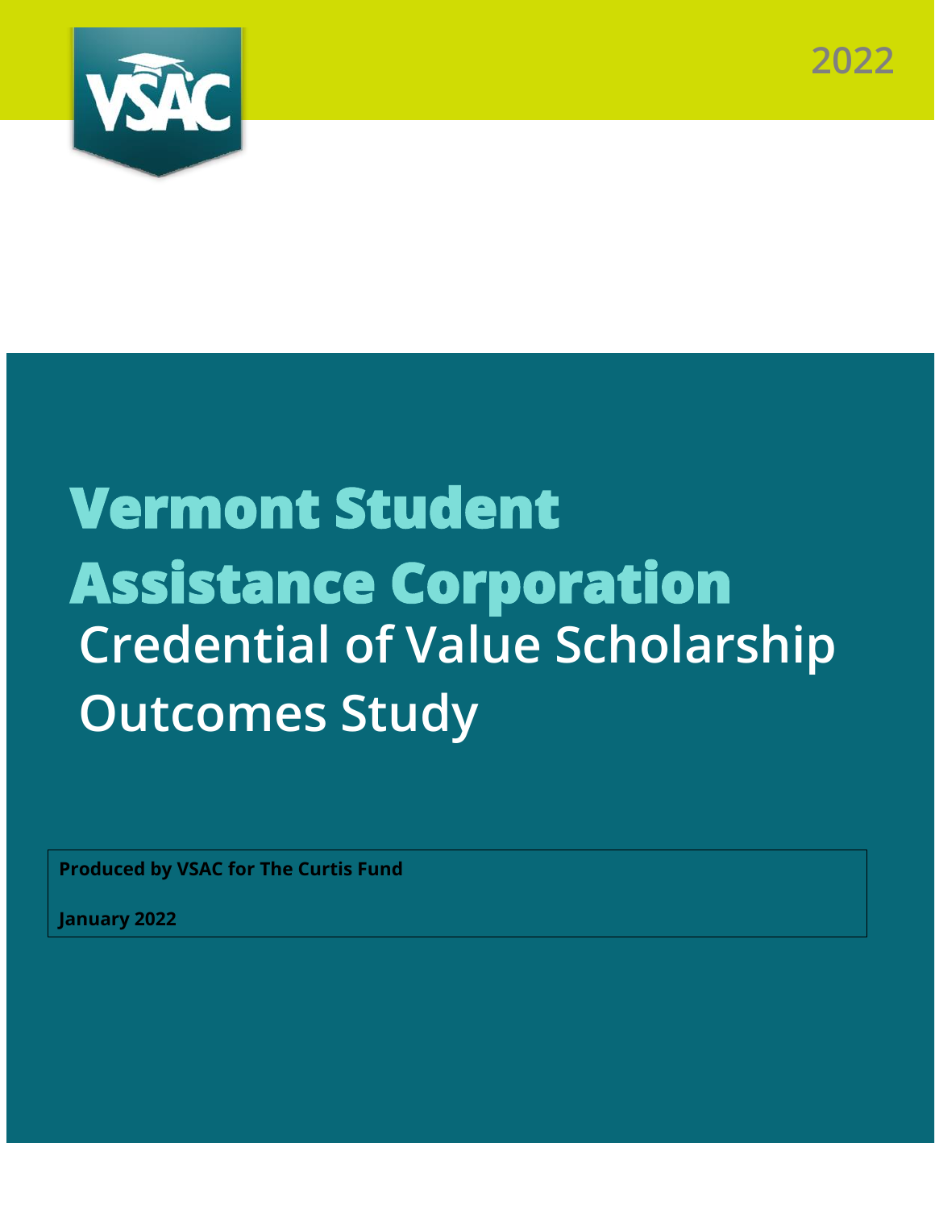2022

# Vermont Student Assistance Corporation

## Credential of Value Scholarship Outcomes Study

**Produced by VSAC for The Curtis Fund**

**January 2022**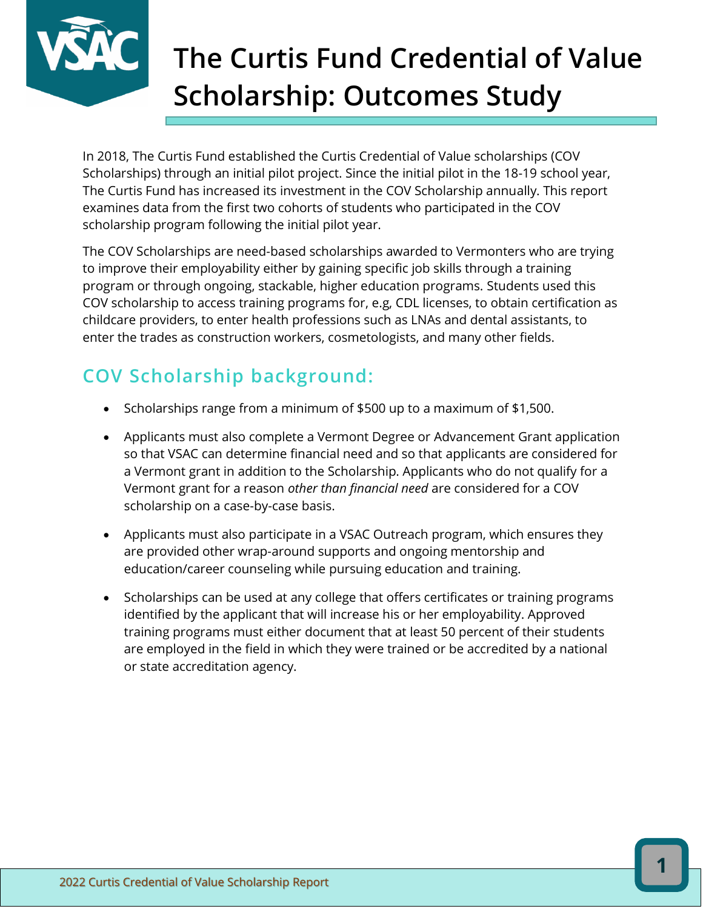# The Curtis Fund Credential of Value Scholarship: Outcomes Study

In 2018, The Curtis Fund established the Curtis Credential of Value scholarships (COV Scholarships) through an initial pilot project. Since the initial pilot in the 18-19 school year, The Curtis Fund has increased its investment in the COV Scholarship annually. This report examines data from the first two cohorts of students who participated in the COV scholarship program following the initial pilot year.

The COV Scholarships are need-based scholarships awarded to Vermonters who are trying to improve their employability either by gaining specific job skills through a training program or through ongoing, stackable, higher education programs. Students used this COV scholarship to access training programs for, e.g, CDL licenses, to obtain certification as childcare providers, to enter health professions such as LNAs and dental assistants, to enter the trades as construction workers, cosmetologists, and many other fields.

## COV Scholarship background:

- Scholarships range from a minimum of $500 up to a maximum of $1,500.
- Applicants must also complete a Vermont Degree or Advancement Grant application so that VSAC can determine financial need and so that applicants are considered for a Vermont grant in addition to the Scholarship. Applicants who do not qualify for a Vermont grant for a reason *other than financial need* are considered for a COV scholarship on a case-by-case basis.
- Applicants must also participate in a VSAC Outreach program, which ensures they are provided other wrap-around supports and ongoing mentorship and education/career counseling while pursuing education and training.
- Scholarships can be used at any college that offers certificates or training programs identified by the applicant that will increase his or her employability. Approved training programs must either document that at least 50 percent of their students are employed in the field in which they were trained or be accredited by a national or state accreditation agency.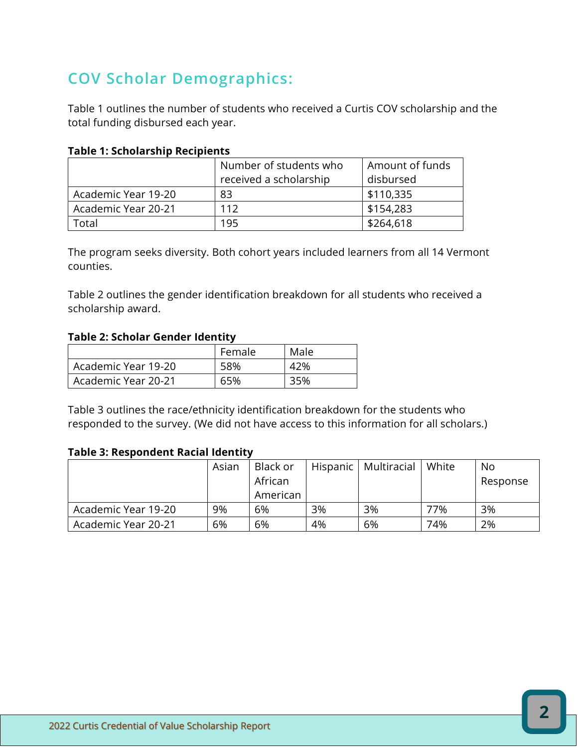## COV Scholar Demographics:

Table 1 outlines the number of students who received a Curtis COV scholarship and the total funding disbursed each year.

**Table 1: Scholarship Recipients**

| | Number of students who received a scholarship | Amount of funds disbursed |
|---|---|---|
| Academic Year 19-20 | 83 | $110,335 |
| Academic Year 20-21 | 112 | $154,283 |
| Total | 195 | $264,618 |

The program seeks diversity. Both cohort years included learners from all 14 Vermont counties.

Table 2 outlines the gender identification breakdown for all students who received a scholarship award.

**Table 2: Scholar Gender Identity**

| | Female | Male |
|---|---|---|
| Academic Year 19-20 | 58% | 42% |
| Academic Year 20-21 | 65% | 35% |

Table 3 outlines the race/ethnicity identification breakdown for the students who responded to the survey. (We did not have access to this information for all scholars.)

**Table 3: Respondent Racial Identity**

| | Asian | Black or African American | Hispanic | Multiracial | White | No Response |
|---|---|---|---|---|---|---|
| Academic Year 19-20 | 9% | 6% | 3% | 3% | 77% | 3% |
| Academic Year 20-21 | 6% | 6% | 4% | 6% | 74% | 2% |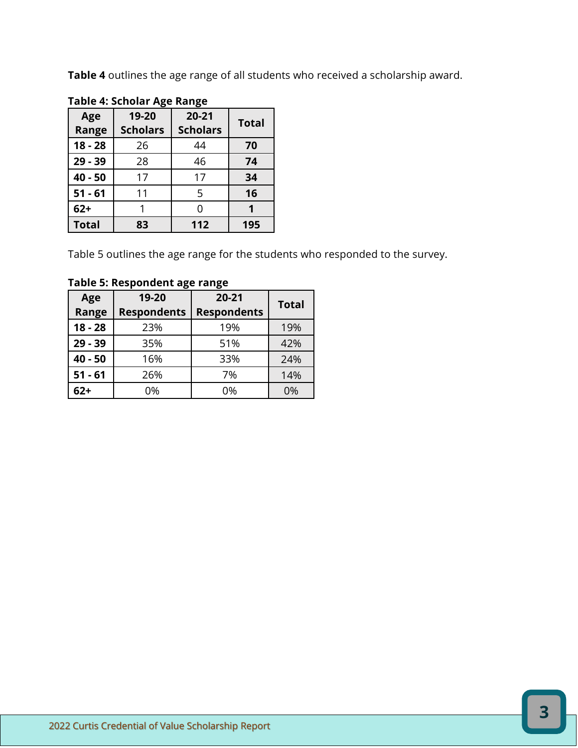**Table 4** outlines the age range of all students who received a scholarship award.

**Table 4: Scholar Age Range**

| Age Range | 19-20 Scholars | 20-21 Scholars | Total |
|---|---|---|---|
| **18 - 28** | 26 | 44 | **70** |
| **29 - 39** | 28 | 46 | **74** |
| **40 - 50** | 17 | 17 | **34** |
| **51 - 61** | 11 | 5 | **16** |
| **62+** | 1 | 0 | **1** |
| **Total** | **83** | **112** | **195** |

Table 5 outlines the age range for the students who responded to the survey.

**Table 5: Respondent age range**

| Age Range | 19-20 Respondents | 20-21 Respondents | Total |
|---|---|---|---|
| **18 - 28** | 23% | 19% | 19% |
| **29 - 39** | 35% | 51% | 42% |
| **40 - 50** | 16% | 33% | 24% |
| **51 - 61** | 26% | 7% | 14% |
| **62+** | 0% | 0% | 0% |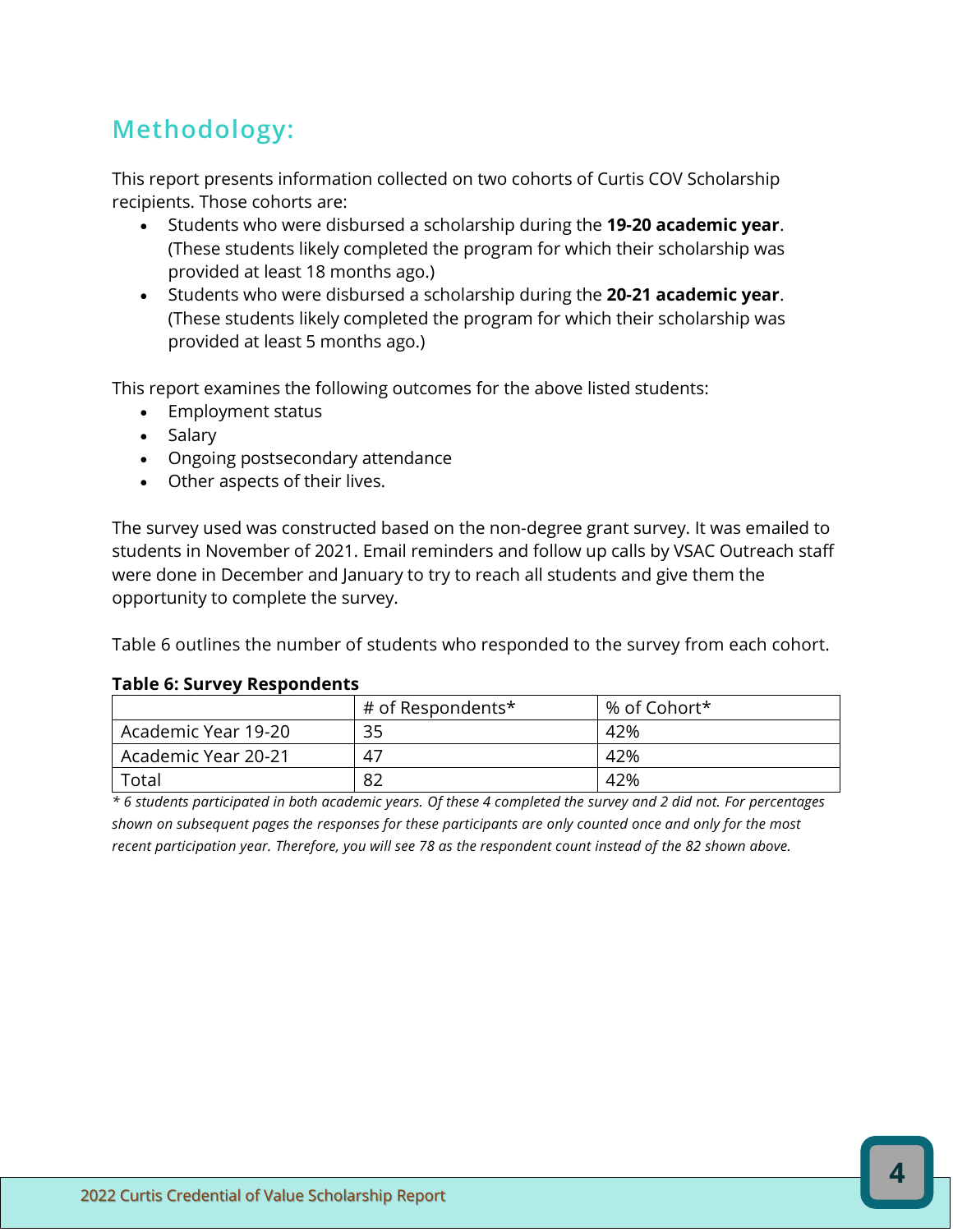## Methodology:

This report presents information collected on two cohorts of Curtis COV Scholarship recipients. Those cohorts are:

- Students who were disbursed a scholarship during the **19-20 academic year**. (These students likely completed the program for which their scholarship was provided at least 18 months ago.)
- Students who were disbursed a scholarship during the **20-21 academic year**. (These students likely completed the program for which their scholarship was provided at least 5 months ago.)

This report examines the following outcomes for the above listed students:

- Employment status
- Salary
- Ongoing postsecondary attendance
- Other aspects of their lives.

The survey used was constructed based on the non-degree grant survey. It was emailed to students in November of 2021. Email reminders and follow up calls by VSAC Outreach staff were done in December and January to try to reach all students and give them the opportunity to complete the survey.

Table 6 outlines the number of students who responded to the survey from each cohort.

**Table 6: Survey Respondents**

| | # of Respondents* | % of Cohort* |
|---|---|---|
| Academic Year 19-20 | 35 | 42% |
| Academic Year 20-21 | 47 | 42% |
| Total | 82 | 42% |

*\* 6 students participated in both academic years. Of these 4 completed the survey and 2 did not. For percentages shown on subsequent pages the responses for these participants are only counted once and only for the most recent participation year. Therefore, you will see 78 as the respondent count instead of the 82 shown above.*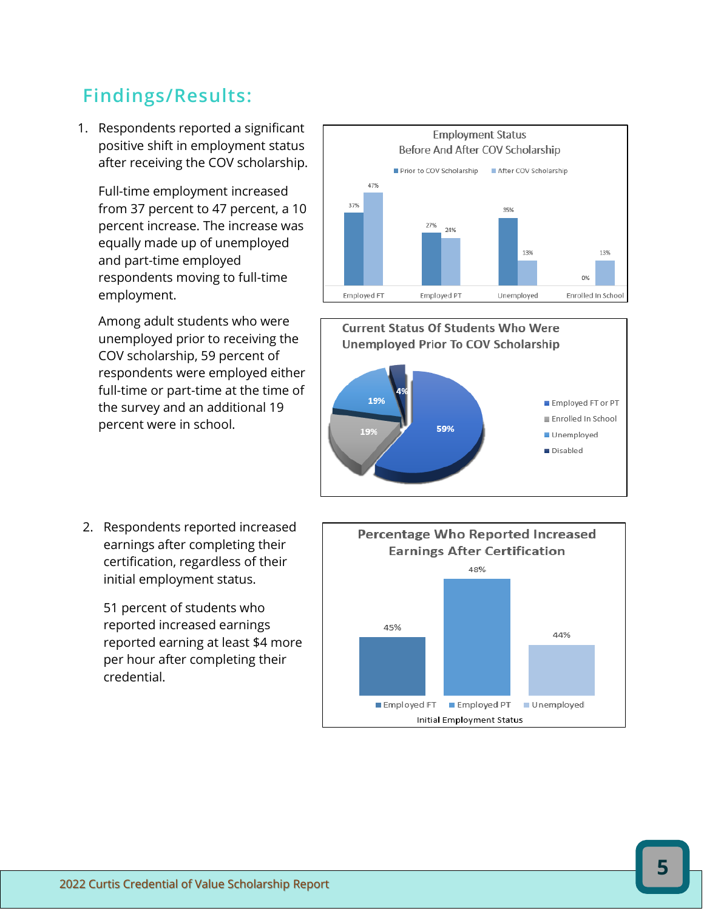## Findings/Results:

1. Respondents reported a significant positive shift in employment status after receiving the COV scholarship.

   Full-time employment increased from 37 percent to 47 percent, a 10 percent increase. The increase was equally made up of unemployed and part-time employed respondents moving to full-time employment.

   Among adult students who were unemployed prior to receiving the COV scholarship, 59 percent of respondents were employed either full-time or part-time at the time of the survey and an additional 19 percent were in school.

**Employment Status Before And After COV Scholarship**

| | Prior to COV Scholarship | After COV Scholarship |
|---|---|---|
| Employed FT | 37% | 47% |
| Employed PT | 27% | 24% |
| Unemployed | 35% | 13% |
| Enrolled In School | 0% | 13% |

**Current Status Of Students Who Were Unemployed Prior To COV Scholarship**

| Status | Percent |
|---|---|
| Employed FT or PT | 59% |
| Enrolled In School | 19% |
| Unemployed | 19% |
| Disabled | 4% |

2. Respondents reported increased earnings after completing their certification, regardless of their initial employment status.

   51 percent of students who reported increased earnings reported earning at least $4 more per hour after completing their credential.

**Percentage Who Reported Increased Earnings After Certification**

| Initial Employment Status | Percent |
|---|---|
| Employed FT | 45% |
| Employed PT | 48% |
| Unemployed | 44% |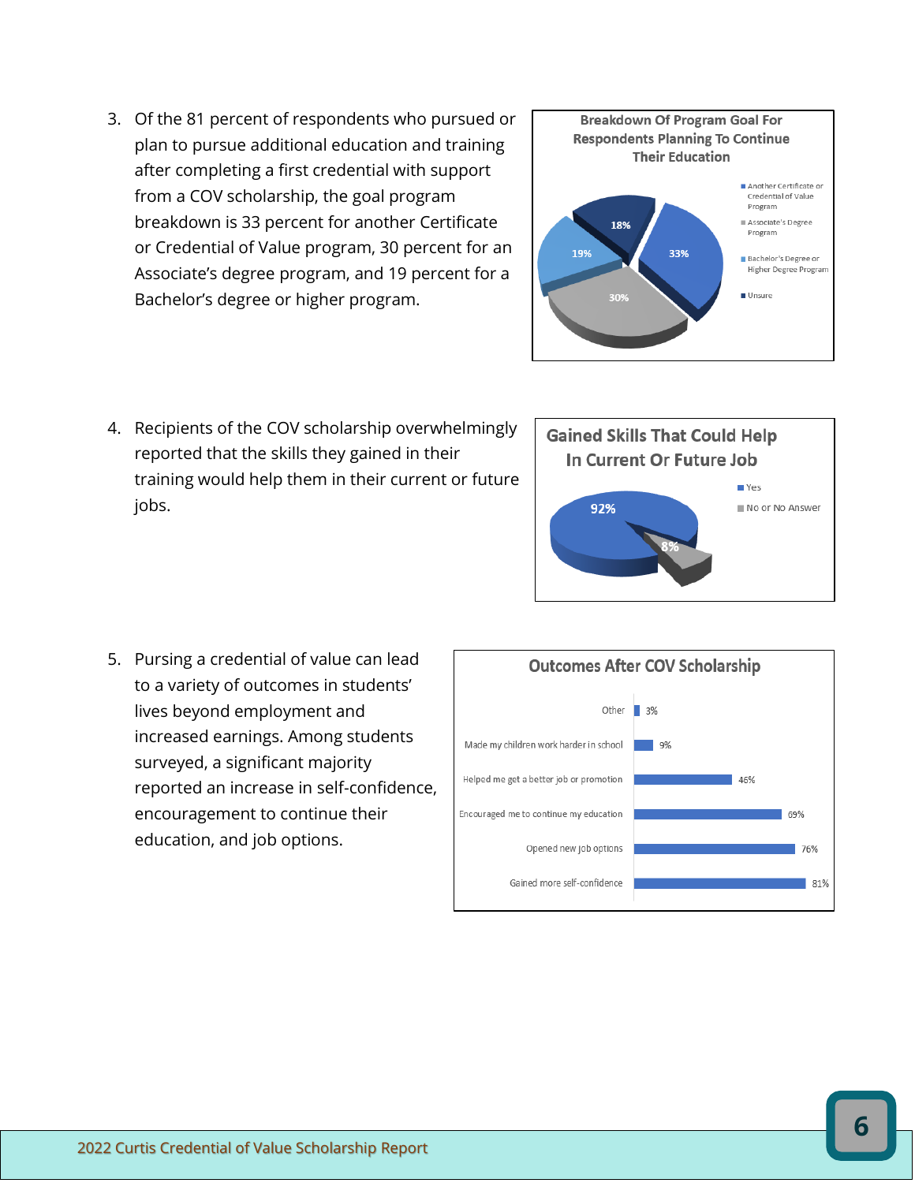3. Of the 81 percent of respondents who pursued or plan to pursue additional education and training after completing a first credential with support from a COV scholarship, the goal program breakdown is 33 percent for another Certificate or Credential of Value program, 30 percent for an Associate's degree program, and 19 percent for a Bachelor's degree or higher program.

**Breakdown Of Program Goal For Respondents Planning To Continue Their Education**

| Program Goal | Percent |
|---|---|
| Another Certificate or Credential of Value Program | 33% |
| Associate's Degree Program | 30% |
| Bachelor's Degree or Higher Degree Program | 19% |
| Unsure | 18% |

4. Recipients of the COV scholarship overwhelmingly reported that the skills they gained in their training would help them in their current or future jobs.

**Gained Skills That Could Help In Current Or Future Job**

| Response | Percent |
|---|---|
| Yes | 92% |
| No or No Answer | 8% |

5. Pursing a credential of value can lead to a variety of outcomes in students' lives beyond employment and increased earnings. Among students surveyed, a significant majority reported an increase in self-confidence, encouragement to continue their education, and job options.

**Outcomes After COV Scholarship**

| Outcome | Percent |
|---|---|
| Other | 3% |
| Made my children work harder in school | 9% |
| Helped me get a better job or promotion | 46% |
| Encouraged me to continue my education | 69% |
| Opened new job options | 76% |
| Gained more self-confidence | 81% |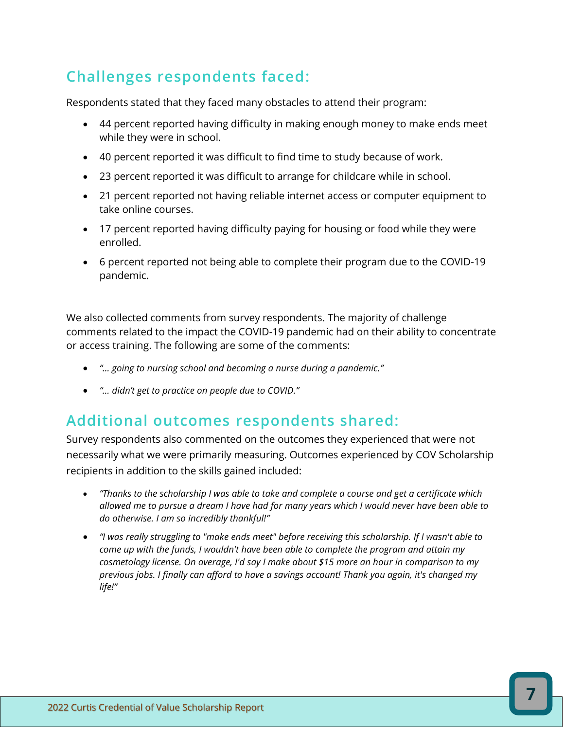## Challenges respondents faced:

Respondents stated that they faced many obstacles to attend their program:

- 44 percent reported having difficulty in making enough money to make ends meet while they were in school.
- 40 percent reported it was difficult to find time to study because of work.
- 23 percent reported it was difficult to arrange for childcare while in school.
- 21 percent reported not having reliable internet access or computer equipment to take online courses.
- 17 percent reported having difficulty paying for housing or food while they were enrolled.
- 6 percent reported not being able to complete their program due to the COVID-19 pandemic.

We also collected comments from survey respondents. The majority of challenge comments related to the impact the COVID-19 pandemic had on their ability to concentrate or access training. The following are some of the comments:

- *"… going to nursing school and becoming a nurse during a pandemic."*
- *"… didn't get to practice on people due to COVID."*

## Additional outcomes respondents shared:

Survey respondents also commented on the outcomes they experienced that were not necessarily what we were primarily measuring. Outcomes experienced by COV Scholarship recipients in addition to the skills gained included:

- *"Thanks to the scholarship I was able to take and complete a course and get a certificate which allowed me to pursue a dream I have had for many years which I would never have been able to do otherwise. I am so incredibly thankful!"*
- *"I was really struggling to "make ends meet" before receiving this scholarship. If I wasn't able to come up with the funds, I wouldn't have been able to complete the program and attain my cosmetology license. On average, I'd say I make about $15 more an hour in comparison to my previous jobs. I finally can afford to have a savings account! Thank you again, it's changed my life!"*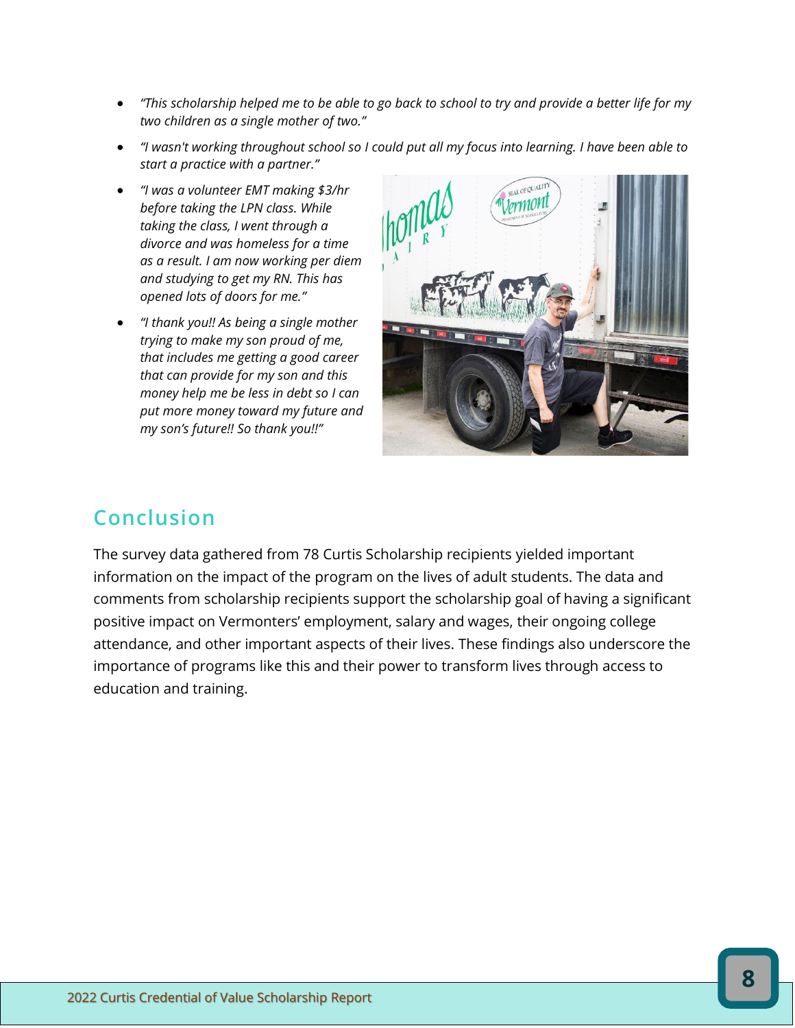- *"This scholarship helped me to be able to go back to school to try and provide a better life for my two children as a single mother of two."*
- *"I wasn't working throughout school so I could put all my focus into learning. I have been able to start a practice with a partner."*
- *"I was a volunteer EMT making $3/hr before taking the LPN class. While taking the class, I went through a divorce and was homeless for a time as a result. I am now working per diem and studying to get my RN. This has opened lots of doors for me."*
- *"I thank you!! As being a single mother trying to make my son proud of me, that includes me getting a good career that can provide for my son and this money help me be less in debt so I can put more money toward my future and my son's future!! So thank you!!"*

## Conclusion

The survey data gathered from 78 Curtis Scholarship recipients yielded important information on the impact of the program on the lives of adult students. The data and comments from scholarship recipients support the scholarship goal of having a significant positive impact on Vermonters' employment, salary and wages, their ongoing college attendance, and other important aspects of their lives. These findings also underscore the importance of programs like this and their power to transform lives through access to education and training.